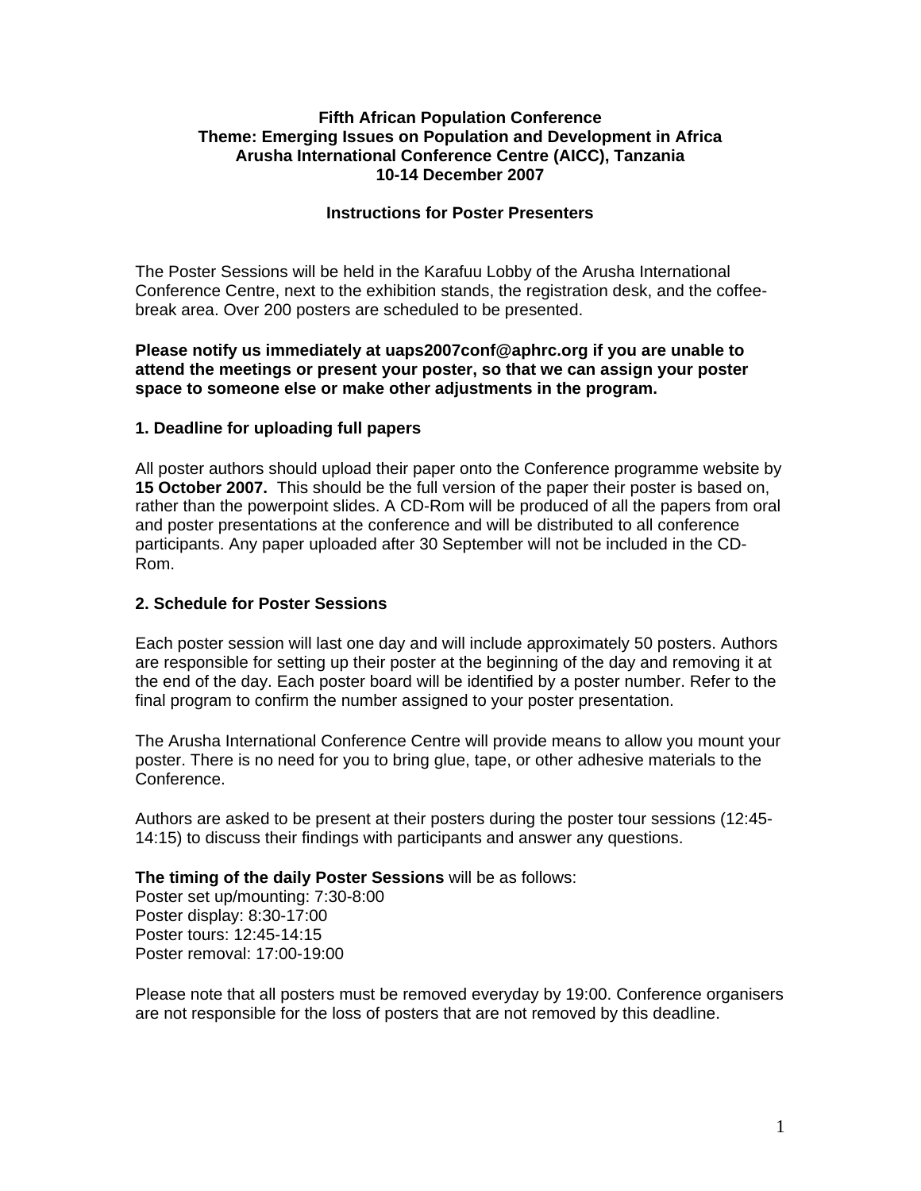**Fifth African Population Conference**
**Theme: Emerging Issues on Population and Development in Africa**
**Arusha International Conference Centre (AICC), Tanzania**
**10-14 December 2007**

## Instructions for Poster Presenters

The Poster Sessions will be held in the Karafuu Lobby of the Arusha International Conference Centre, next to the exhibition stands, the registration desk, and the coffee-break area. Over 200 posters are scheduled to be presented.

**Please notify us immediately at uaps2007conf@aphrc.org if you are unable to attend the meetings or present your poster, so that we can assign your poster space to someone else or make other adjustments in the program.**

### 1. Deadline for uploading full papers

All poster authors should upload their paper onto the Conference programme website by **15 October 2007.** This should be the full version of the paper their poster is based on, rather than the powerpoint slides. A CD-Rom will be produced of all the papers from oral and poster presentations at the conference and will be distributed to all conference participants. Any paper uploaded after 30 September will not be included in the CD-Rom.

### 2. Schedule for Poster Sessions

Each poster session will last one day and will include approximately 50 posters. Authors are responsible for setting up their poster at the beginning of the day and removing it at the end of the day. Each poster board will be identified by a poster number. Refer to the final program to confirm the number assigned to your poster presentation.

The Arusha International Conference Centre will provide means to allow you mount your poster. There is no need for you to bring glue, tape, or other adhesive materials to the Conference.

Authors are asked to be present at their posters during the poster tour sessions (12:45-14:15) to discuss their findings with participants and answer any questions.

**The timing of the daily Poster Sessions** will be as follows:
Poster set up/mounting: 7:30-8:00
Poster display: 8:30-17:00
Poster tours: 12:45-14:15
Poster removal: 17:00-19:00

Please note that all posters must be removed everyday by 19:00. Conference organisers are not responsible for the loss of posters that are not removed by this deadline.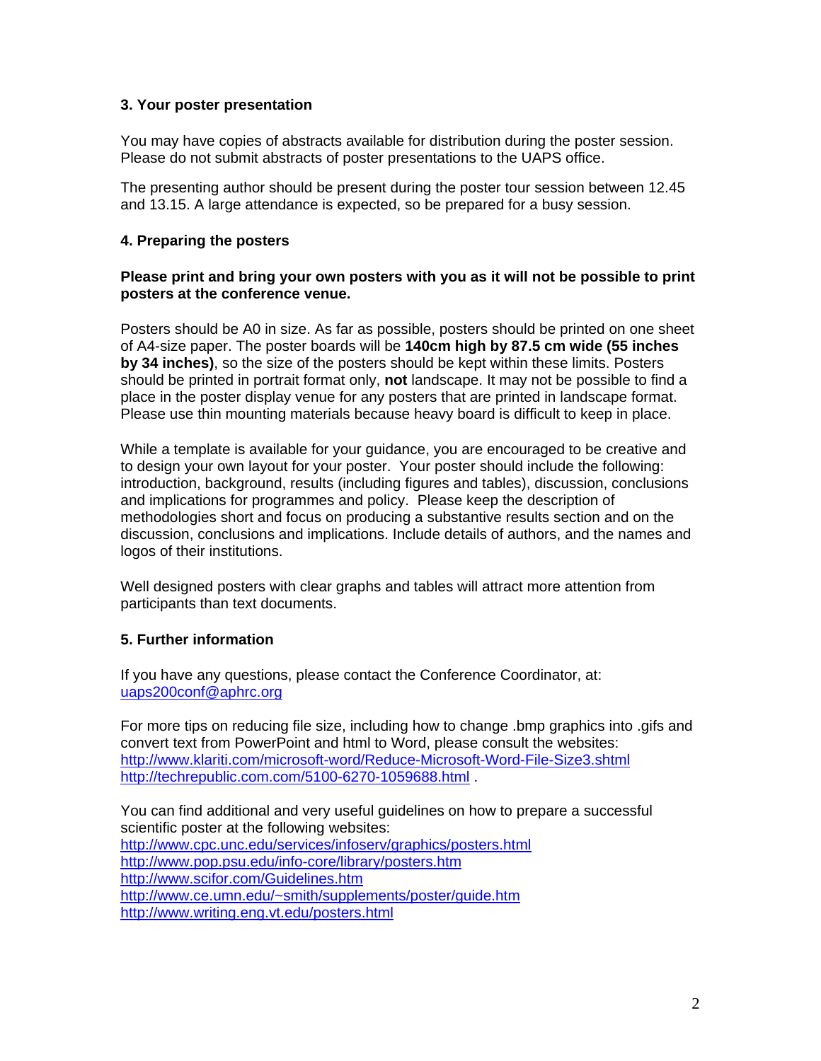### 3. Your poster presentation

You may have copies of abstracts available for distribution during the poster session. Please do not submit abstracts of poster presentations to the UAPS office.

The presenting author should be present during the poster tour session between 12.45 and 13.15. A large attendance is expected, so be prepared for a busy session.

### 4. Preparing the posters

**Please print and bring your own posters with you as it will not be possible to print posters at the conference venue.**

Posters should be A0 in size. As far as possible, posters should be printed on one sheet of A4-size paper. The poster boards will be **140cm high by 87.5 cm wide (55 inches by 34 inches)**, so the size of the posters should be kept within these limits. Posters should be printed in portrait format only, **not** landscape. It may not be possible to find a place in the poster display venue for any posters that are printed in landscape format. Please use thin mounting materials because heavy board is difficult to keep in place.

While a template is available for your guidance, you are encouraged to be creative and to design your own layout for your poster. Your poster should include the following: introduction, background, results (including figures and tables), discussion, conclusions and implications for programmes and policy. Please keep the description of methodologies short and focus on producing a substantive results section and on the discussion, conclusions and implications. Include details of authors, and the names and logos of their institutions.

Well designed posters with clear graphs and tables will attract more attention from participants than text documents.

### 5. Further information

If you have any questions, please contact the Conference Coordinator, at: uaps200conf@aphrc.org

For more tips on reducing file size, including how to change .bmp graphics into .gifs and convert text from PowerPoint and html to Word, please consult the websites:
http://www.klariti.com/microsoft-word/Reduce-Microsoft-Word-File-Size3.shtml
http://techrepublic.com.com/5100-6270-1059688.html .

You can find additional and very useful guidelines on how to prepare a successful scientific poster at the following websites:
http://www.cpc.unc.edu/services/infoserv/graphics/posters.html
http://www.pop.psu.edu/info-core/library/posters.htm
http://www.scifor.com/Guidelines.htm
http://www.ce.umn.edu/~smith/supplements/poster/guide.htm
http://www.writing.eng.vt.edu/posters.html